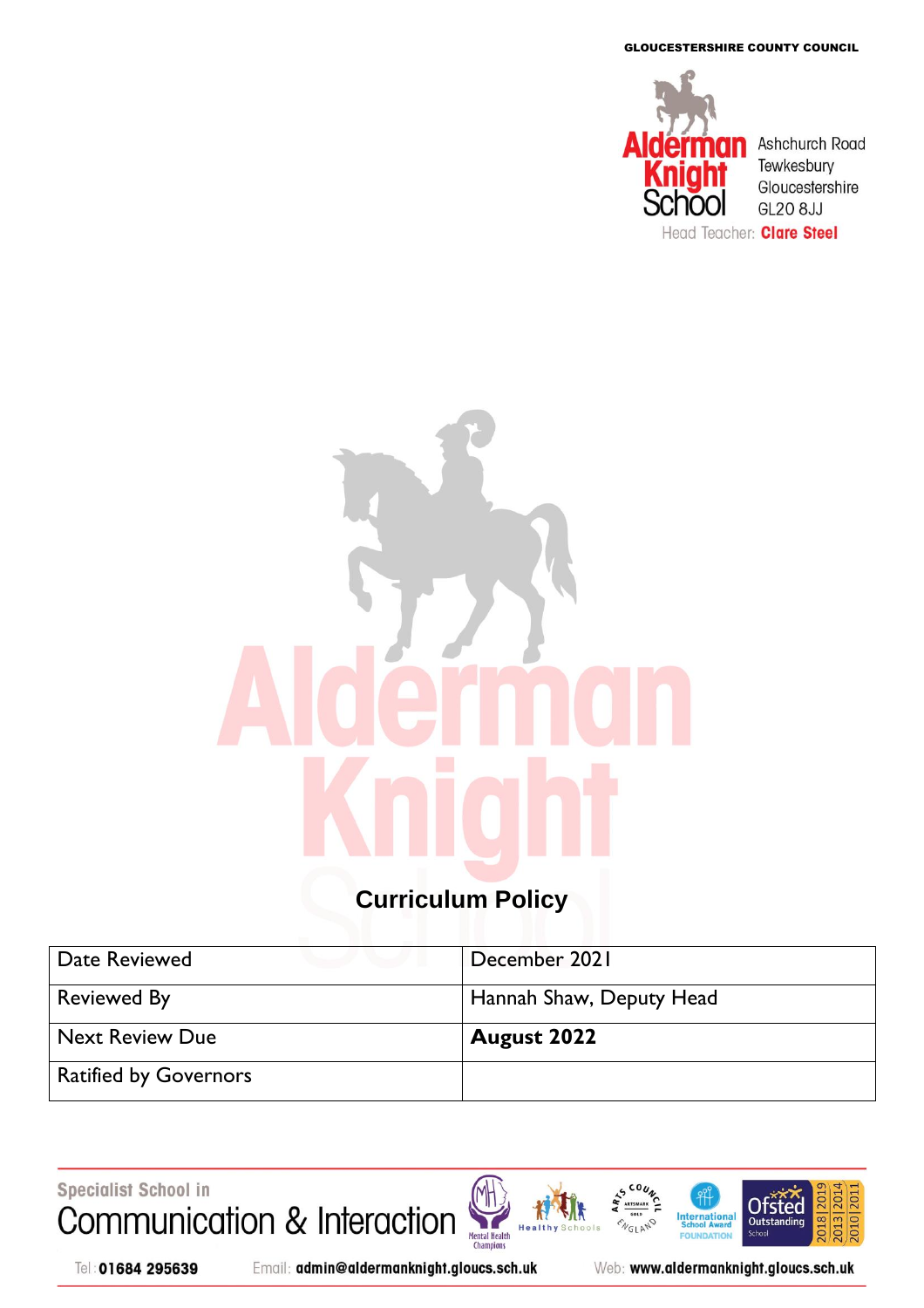GLOUCESTERSHIRE COUNTY COUNCIL

Alderman Knight School

Ashchurch Road
Tewkesbury
Gloucestershire
GL20 8JJ

Head Teacher: **Clare Steel**

# Curriculum Policy

| Date Reviewed | December 2021 |
|---|---|
| Reviewed By | Hannah Shaw, Deputy Head |
| Next Review Due | **August 2022** |
| Ratified by Governors | |

Specialist School in
Communication & Interaction

Tel: **01684 295639** Email: **admin@aldermanknight.gloucs.sch.uk** Web: **www.aldermanknight.gloucs.sch.uk**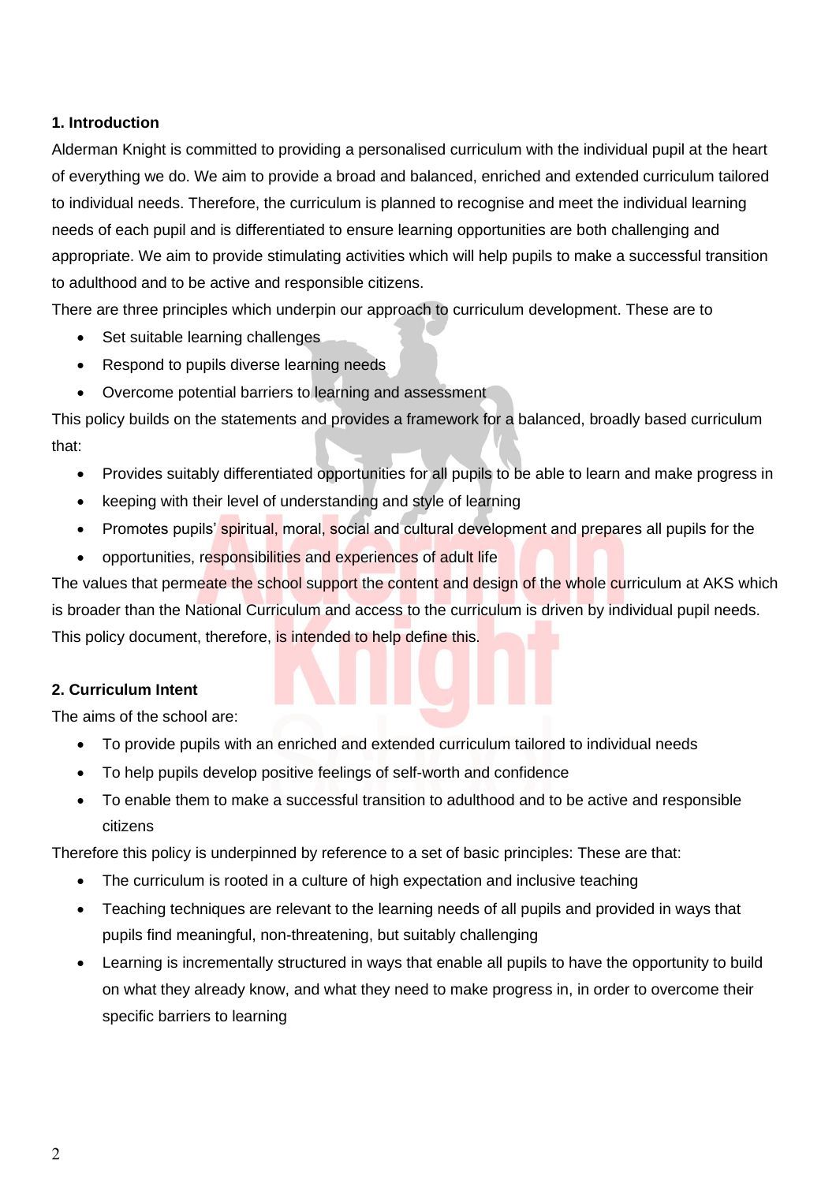### 1. Introduction

Alderman Knight is committed to providing a personalised curriculum with the individual pupil at the heart of everything we do. We aim to provide a broad and balanced, enriched and extended curriculum tailored to individual needs. Therefore, the curriculum is planned to recognise and meet the individual learning needs of each pupil and is differentiated to ensure learning opportunities are both challenging and appropriate. We aim to provide stimulating activities which will help pupils to make a successful transition to adulthood and to be active and responsible citizens.

There are three principles which underpin our approach to curriculum development. These are to

- Set suitable learning challenges
- Respond to pupils diverse learning needs
- Overcome potential barriers to learning and assessment

This policy builds on the statements and provides a framework for a balanced, broadly based curriculum that:

- Provides suitably differentiated opportunities for all pupils to be able to learn and make progress in
- keeping with their level of understanding and style of learning
- Promotes pupils' spiritual, moral, social and cultural development and prepares all pupils for the
- opportunities, responsibilities and experiences of adult life

The values that permeate the school support the content and design of the whole curriculum at AKS which is broader than the National Curriculum and access to the curriculum is driven by individual pupil needs. This policy document, therefore, is intended to help define this.

### 2. Curriculum Intent

The aims of the school are:

- To provide pupils with an enriched and extended curriculum tailored to individual needs
- To help pupils develop positive feelings of self-worth and confidence
- To enable them to make a successful transition to adulthood and to be active and responsible citizens

Therefore this policy is underpinned by reference to a set of basic principles: These are that:

- The curriculum is rooted in a culture of high expectation and inclusive teaching
- Teaching techniques are relevant to the learning needs of all pupils and provided in ways that pupils find meaningful, non-threatening, but suitably challenging
- Learning is incrementally structured in ways that enable all pupils to have the opportunity to build on what they already know, and what they need to make progress in, in order to overcome their specific barriers to learning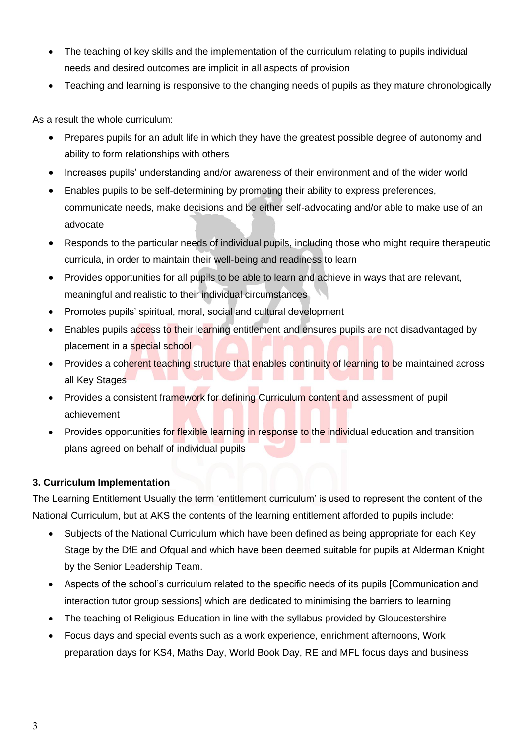- The teaching of key skills and the implementation of the curriculum relating to pupils individual needs and desired outcomes are implicit in all aspects of provision
- Teaching and learning is responsive to the changing needs of pupils as they mature chronologically

As a result the whole curriculum:

- Prepares pupils for an adult life in which they have the greatest possible degree of autonomy and ability to form relationships with others
- Increases pupils' understanding and/or awareness of their environment and of the wider world
- Enables pupils to be self-determining by promoting their ability to express preferences, communicate needs, make decisions and be either self-advocating and/or able to make use of an advocate
- Responds to the particular needs of individual pupils, including those who might require therapeutic curricula, in order to maintain their well-being and readiness to learn
- Provides opportunities for all pupils to be able to learn and achieve in ways that are relevant, meaningful and realistic to their individual circumstances
- Promotes pupils' spiritual, moral, social and cultural development
- Enables pupils access to their learning entitlement and ensures pupils are not disadvantaged by placement in a special school
- Provides a coherent teaching structure that enables continuity of learning to be maintained across all Key Stages
- Provides a consistent framework for defining Curriculum content and assessment of pupil achievement
- Provides opportunities for flexible learning in response to the individual education and transition plans agreed on behalf of individual pupils

**3. Curriculum Implementation**

The Learning Entitlement Usually the term 'entitlement curriculum' is used to represent the content of the National Curriculum, but at AKS the contents of the learning entitlement afforded to pupils include:

- Subjects of the National Curriculum which have been defined as being appropriate for each Key Stage by the DfE and Ofqual and which have been deemed suitable for pupils at Alderman Knight by the Senior Leadership Team.
- Aspects of the school's curriculum related to the specific needs of its pupils [Communication and interaction tutor group sessions] which are dedicated to minimising the barriers to learning
- The teaching of Religious Education in line with the syllabus provided by Gloucestershire
- Focus days and special events such as a work experience, enrichment afternoons, Work preparation days for KS4, Maths Day, World Book Day, RE and MFL focus days and business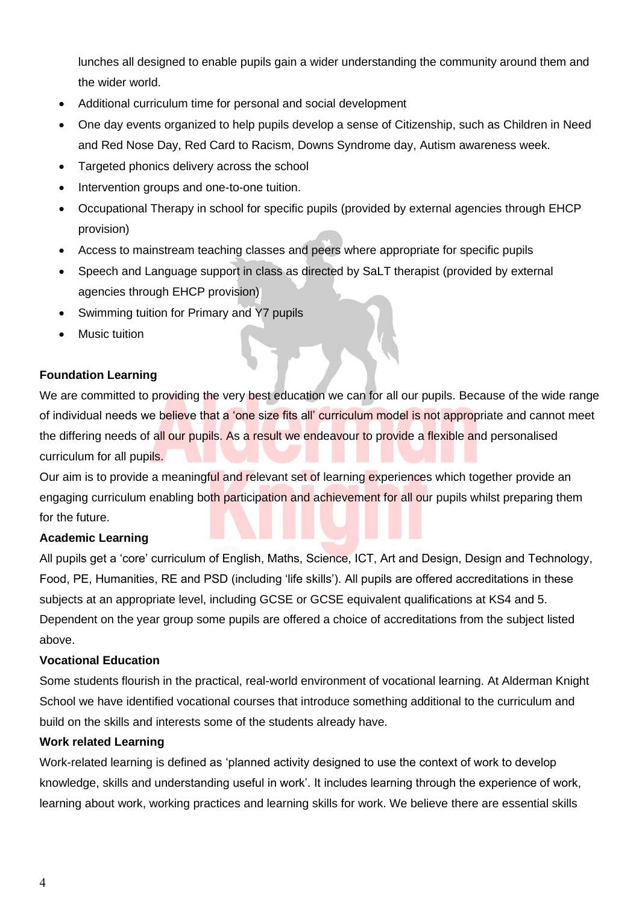lunches all designed to enable pupils gain a wider understanding the community around them and the wider world.

- Additional curriculum time for personal and social development
- One day events organized to help pupils develop a sense of Citizenship, such as Children in Need and Red Nose Day, Red Card to Racism, Downs Syndrome day, Autism awareness week.
- Targeted phonics delivery across the school
- Intervention groups and one-to-one tuition.
- Occupational Therapy in school for specific pupils (provided by external agencies through EHCP provision)
- Access to mainstream teaching classes and peers where appropriate for specific pupils
- Speech and Language support in class as directed by SaLT therapist (provided by external agencies through EHCP provision)
- Swimming tuition for Primary and Y7 pupils
- Music tuition

**Foundation Learning**

We are committed to providing the very best education we can for all our pupils. Because of the wide range of individual needs we believe that a 'one size fits all' curriculum model is not appropriate and cannot meet the differing needs of all our pupils. As a result we endeavour to provide a flexible and personalised curriculum for all pupils.

Our aim is to provide a meaningful and relevant set of learning experiences which together provide an engaging curriculum enabling both participation and achievement for all our pupils whilst preparing them for the future.

**Academic Learning**

All pupils get a 'core' curriculum of English, Maths, Science, ICT, Art and Design, Design and Technology, Food, PE, Humanities, RE and PSD (including 'life skills'). All pupils are offered accreditations in these subjects at an appropriate level, including GCSE or GCSE equivalent qualifications at KS4 and 5. Dependent on the year group some pupils are offered a choice of accreditations from the subject listed above.

**Vocational Education**

Some students flourish in the practical, real-world environment of vocational learning. At Alderman Knight School we have identified vocational courses that introduce something additional to the curriculum and build on the skills and interests some of the students already have.

**Work related Learning**

Work-related learning is defined as 'planned activity designed to use the context of work to develop knowledge, skills and understanding useful in work'. It includes learning through the experience of work, learning about work, working practices and learning skills for work. We believe there are essential skills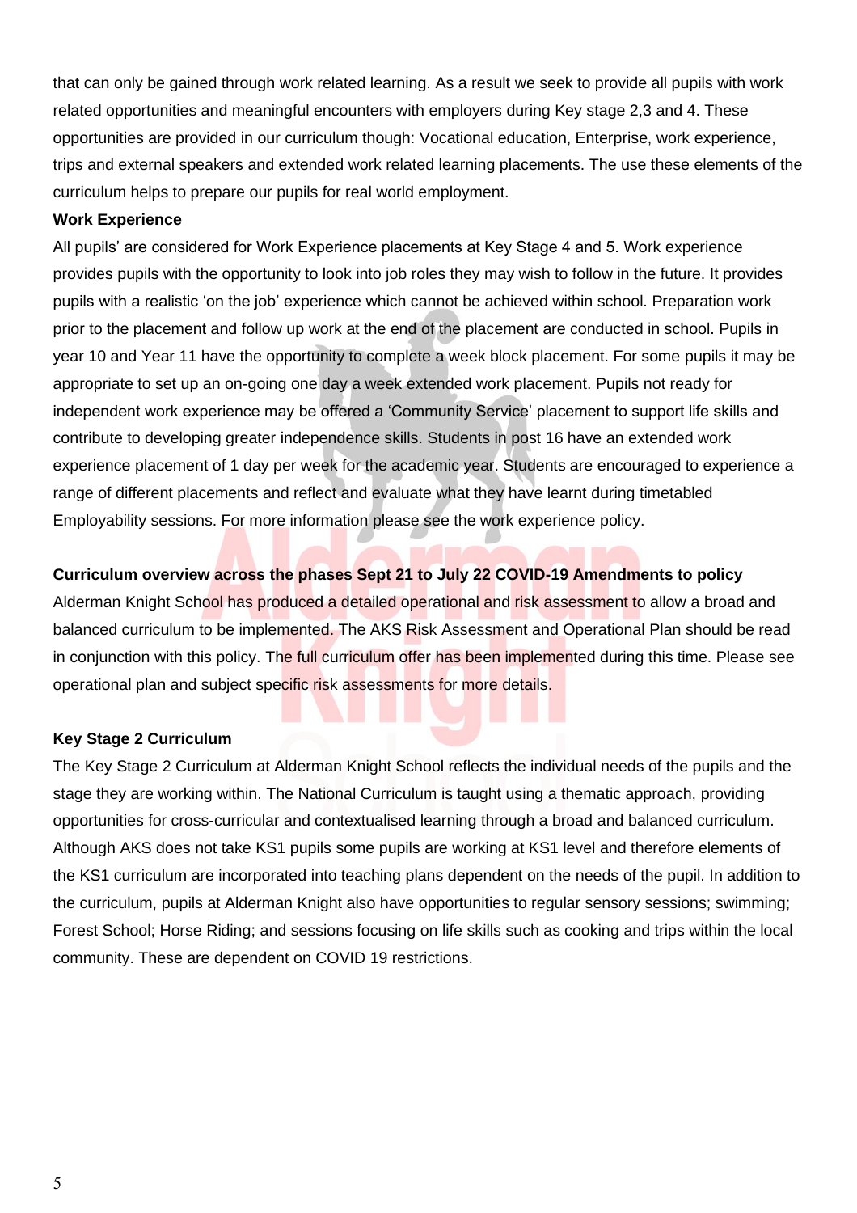that can only be gained through work related learning. As a result we seek to provide all pupils with work related opportunities and meaningful encounters with employers during Key stage 2,3 and 4. These opportunities are provided in our curriculum though: Vocational education, Enterprise, work experience, trips and external speakers and extended work related learning placements. The use these elements of the curriculum helps to prepare our pupils for real world employment.

**Work Experience**

All pupils' are considered for Work Experience placements at Key Stage 4 and 5. Work experience provides pupils with the opportunity to look into job roles they may wish to follow in the future. It provides pupils with a realistic 'on the job' experience which cannot be achieved within school. Preparation work prior to the placement and follow up work at the end of the placement are conducted in school. Pupils in year 10 and Year 11 have the opportunity to complete a week block placement. For some pupils it may be appropriate to set up an on-going one day a week extended work placement. Pupils not ready for independent work experience may be offered a 'Community Service' placement to support life skills and contribute to developing greater independence skills. Students in post 16 have an extended work experience placement of 1 day per week for the academic year. Students are encouraged to experience a range of different placements and reflect and evaluate what they have learnt during timetabled Employability sessions. For more information please see the work experience policy.

**Curriculum overview across the phases Sept 21 to July 22 COVID-19 Amendments to policy**

Alderman Knight School has produced a detailed operational and risk assessment to allow a broad and balanced curriculum to be implemented. The AKS Risk Assessment and Operational Plan should be read in conjunction with this policy. The full curriculum offer has been implemented during this time. Please see operational plan and subject specific risk assessments for more details.

**Key Stage 2 Curriculum**

The Key Stage 2 Curriculum at Alderman Knight School reflects the individual needs of the pupils and the stage they are working within. The National Curriculum is taught using a thematic approach, providing opportunities for cross-curricular and contextualised learning through a broad and balanced curriculum. Although AKS does not take KS1 pupils some pupils are working at KS1 level and therefore elements of the KS1 curriculum are incorporated into teaching plans dependent on the needs of the pupil. In addition to the curriculum, pupils at Alderman Knight also have opportunities to regular sensory sessions; swimming; Forest School; Horse Riding; and sessions focusing on life skills such as cooking and trips within the local community. These are dependent on COVID 19 restrictions.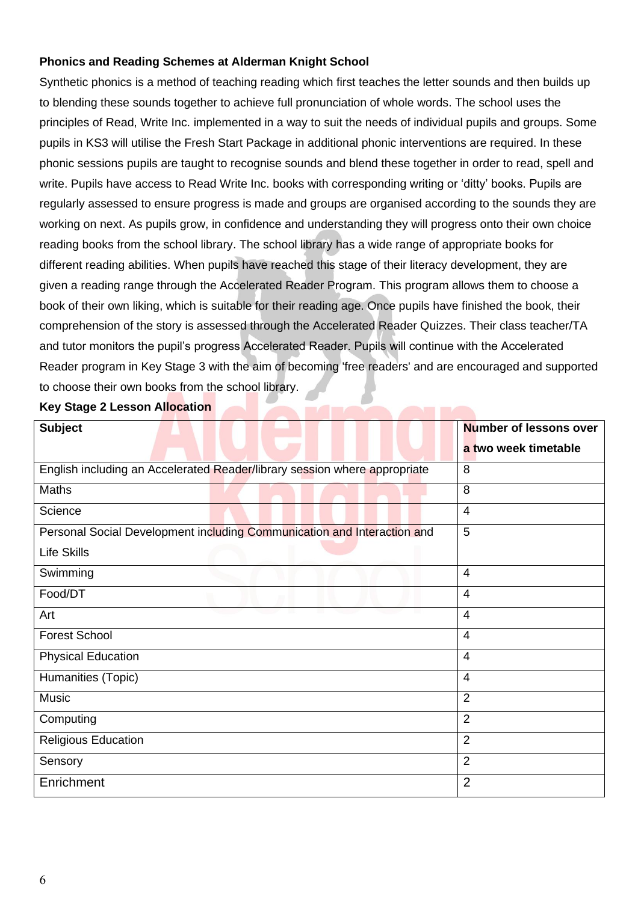**Phonics and Reading Schemes at Alderman Knight School**

Synthetic phonics is a method of teaching reading which first teaches the letter sounds and then builds up to blending these sounds together to achieve full pronunciation of whole words. The school uses the principles of Read, Write Inc. implemented in a way to suit the needs of individual pupils and groups. Some pupils in KS3 will utilise the Fresh Start Package in additional phonic interventions are required. In these phonic sessions pupils are taught to recognise sounds and blend these together in order to read, spell and write. Pupils have access to Read Write Inc. books with corresponding writing or 'ditty' books. Pupils are regularly assessed to ensure progress is made and groups are organised according to the sounds they are working on next. As pupils grow, in confidence and understanding they will progress onto their own choice reading books from the school library. The school library has a wide range of appropriate books for different reading abilities. When pupils have reached this stage of their literacy development, they are given a reading range through the Accelerated Reader Program. This program allows them to choose a book of their own liking, which is suitable for their reading age. Once pupils have finished the book, their comprehension of the story is assessed through the Accelerated Reader Quizzes. Their class teacher/TA and tutor monitors the pupil's progress Accelerated Reader. Pupils will continue with the Accelerated Reader program in Key Stage 3 with the aim of becoming 'free readers' and are encouraged and supported to choose their own books from the school library.

**Key Stage 2 Lesson Allocation**

| Subject | Number of lessons over a two week timetable |
|---|---|
| English including an Accelerated Reader/library session where appropriate | 8 |
| Maths | 8 |
| Science | 4 |
| Personal Social Development including Communication and Interaction and Life Skills | 5 |
| Swimming | 4 |
| Food/DT | 4 |
| Art | 4 |
| Forest School | 4 |
| Physical Education | 4 |
| Humanities (Topic) | 4 |
| Music | 2 |
| Computing | 2 |
| Religious Education | 2 |
| Sensory | 2 |
| Enrichment | 2 |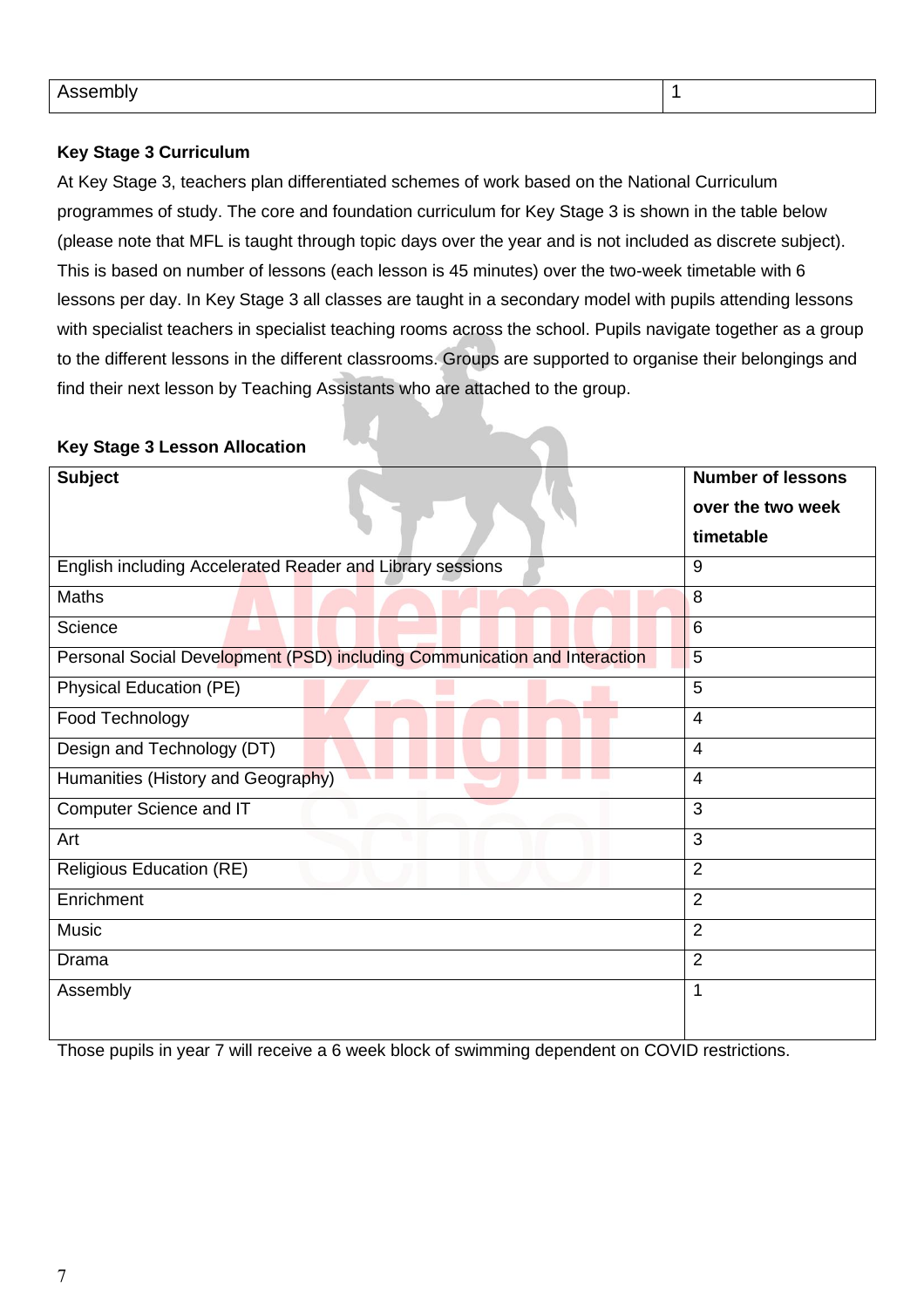| Assembly | 1 |
|---|---|

**Key Stage 3 Curriculum**

At Key Stage 3, teachers plan differentiated schemes of work based on the National Curriculum programmes of study. The core and foundation curriculum for Key Stage 3 is shown in the table below (please note that MFL is taught through topic days over the year and is not included as discrete subject). This is based on number of lessons (each lesson is 45 minutes) over the two-week timetable with 6 lessons per day. In Key Stage 3 all classes are taught in a secondary model with pupils attending lessons with specialist teachers in specialist teaching rooms across the school. Pupils navigate together as a group to the different lessons in the different classrooms. Groups are supported to organise their belongings and find their next lesson by Teaching Assistants who are attached to the group.

**Key Stage 3 Lesson Allocation**

| Subject | Number of lessons over the two week timetable |
|---|---|
| English including Accelerated Reader and Library sessions | 9 |
| Maths | 8 |
| Science | 6 |
| Personal Social Development (PSD) including Communication and Interaction | 5 |
| Physical Education (PE) | 5 |
| Food Technology | 4 |
| Design and Technology (DT) | 4 |
| Humanities (History and Geography) | 4 |
| Computer Science and IT | 3 |
| Art | 3 |
| Religious Education (RE) | 2 |
| Enrichment | 2 |
| Music | 2 |
| Drama | 2 |
| Assembly | 1 |

Those pupils in year 7 will receive a 6 week block of swimming dependent on COVID restrictions.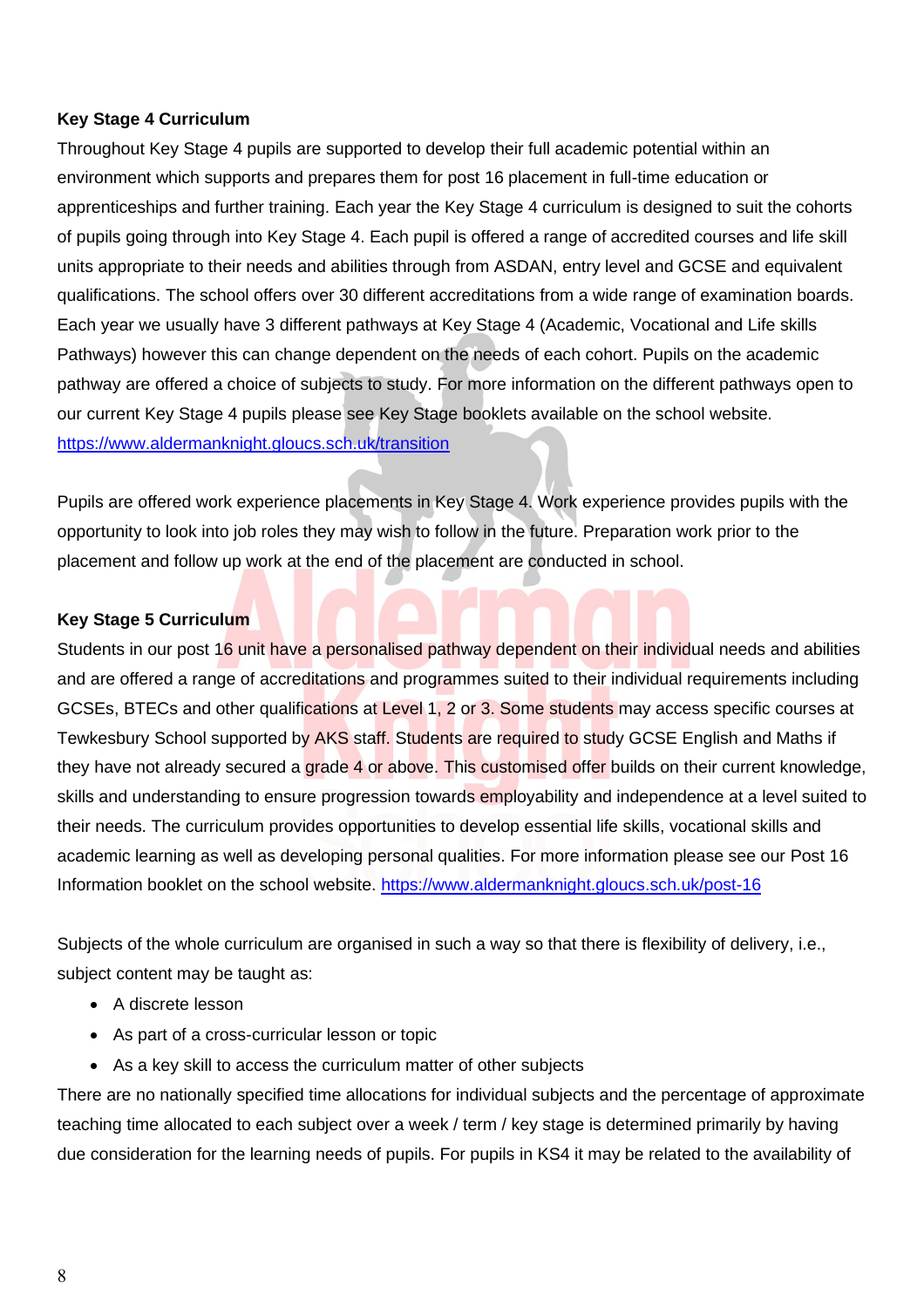**Key Stage 4 Curriculum**

Throughout Key Stage 4 pupils are supported to develop their full academic potential within an environment which supports and prepares them for post 16 placement in full-time education or apprenticeships and further training. Each year the Key Stage 4 curriculum is designed to suit the cohorts of pupils going through into Key Stage 4. Each pupil is offered a range of accredited courses and life skill units appropriate to their needs and abilities through from ASDAN, entry level and GCSE and equivalent qualifications. The school offers over 30 different accreditations from a wide range of examination boards. Each year we usually have 3 different pathways at Key Stage 4 (Academic, Vocational and Life skills Pathways) however this can change dependent on the needs of each cohort. Pupils on the academic pathway are offered a choice of subjects to study. For more information on the different pathways open to our current Key Stage 4 pupils please see Key Stage booklets available on the school website. https://www.aldermanknight.gloucs.sch.uk/transition

Pupils are offered work experience placements in Key Stage 4. Work experience provides pupils with the opportunity to look into job roles they may wish to follow in the future. Preparation work prior to the placement and follow up work at the end of the placement are conducted in school.

**Key Stage 5 Curriculum**

Students in our post 16 unit have a personalised pathway dependent on their individual needs and abilities and are offered a range of accreditations and programmes suited to their individual requirements including GCSEs, BTECs and other qualifications at Level 1, 2 or 3. Some students may access specific courses at Tewkesbury School supported by AKS staff. Students are required to study GCSE English and Maths if they have not already secured a grade 4 or above. This customised offer builds on their current knowledge, skills and understanding to ensure progression towards employability and independence at a level suited to their needs. The curriculum provides opportunities to develop essential life skills, vocational skills and academic learning as well as developing personal qualities. For more information please see our Post 16 Information booklet on the school website. https://www.aldermanknight.gloucs.sch.uk/post-16

Subjects of the whole curriculum are organised in such a way so that there is flexibility of delivery, i.e., subject content may be taught as:

- A discrete lesson
- As part of a cross-curricular lesson or topic
- As a key skill to access the curriculum matter of other subjects

There are no nationally specified time allocations for individual subjects and the percentage of approximate teaching time allocated to each subject over a week / term / key stage is determined primarily by having due consideration for the learning needs of pupils. For pupils in KS4 it may be related to the availability of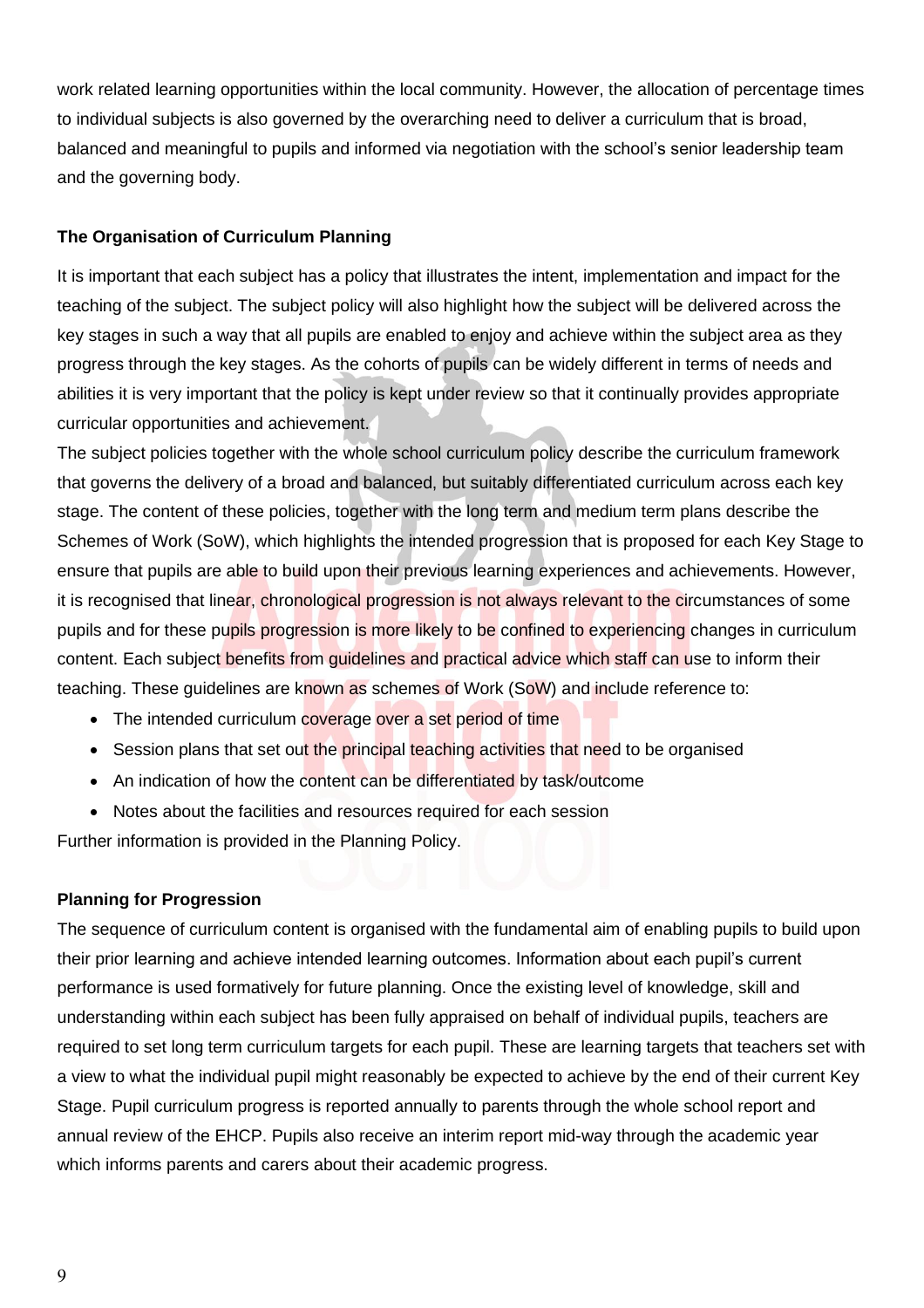work related learning opportunities within the local community. However, the allocation of percentage times to individual subjects is also governed by the overarching need to deliver a curriculum that is broad, balanced and meaningful to pupils and informed via negotiation with the school's senior leadership team and the governing body.

**The Organisation of Curriculum Planning**

It is important that each subject has a policy that illustrates the intent, implementation and impact for the teaching of the subject. The subject policy will also highlight how the subject will be delivered across the key stages in such a way that all pupils are enabled to enjoy and achieve within the subject area as they progress through the key stages. As the cohorts of pupils can be widely different in terms of needs and abilities it is very important that the policy is kept under review so that it continually provides appropriate curricular opportunities and achievement.

The subject policies together with the whole school curriculum policy describe the curriculum framework that governs the delivery of a broad and balanced, but suitably differentiated curriculum across each key stage. The content of these policies, together with the long term and medium term plans describe the Schemes of Work (SoW), which highlights the intended progression that is proposed for each Key Stage to ensure that pupils are able to build upon their previous learning experiences and achievements. However, it is recognised that linear, chronological progression is not always relevant to the circumstances of some pupils and for these pupils progression is more likely to be confined to experiencing changes in curriculum content. Each subject benefits from guidelines and practical advice which staff can use to inform their teaching. These guidelines are known as schemes of Work (SoW) and include reference to:

- The intended curriculum coverage over a set period of time
- Session plans that set out the principal teaching activities that need to be organised
- An indication of how the content can be differentiated by task/outcome
- Notes about the facilities and resources required for each session

Further information is provided in the Planning Policy.

**Planning for Progression**

The sequence of curriculum content is organised with the fundamental aim of enabling pupils to build upon their prior learning and achieve intended learning outcomes. Information about each pupil's current performance is used formatively for future planning. Once the existing level of knowledge, skill and understanding within each subject has been fully appraised on behalf of individual pupils, teachers are required to set long term curriculum targets for each pupil. These are learning targets that teachers set with a view to what the individual pupil might reasonably be expected to achieve by the end of their current Key Stage. Pupil curriculum progress is reported annually to parents through the whole school report and annual review of the EHCP. Pupils also receive an interim report mid-way through the academic year which informs parents and carers about their academic progress.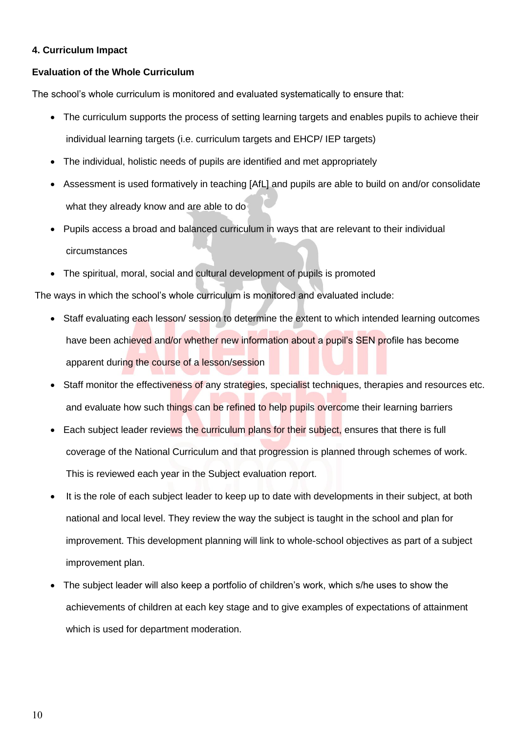**4. Curriculum Impact**

**Evaluation of the Whole Curriculum**

The school's whole curriculum is monitored and evaluated systematically to ensure that:

- The curriculum supports the process of setting learning targets and enables pupils to achieve their individual learning targets (i.e. curriculum targets and EHCP/ IEP targets)
- The individual, holistic needs of pupils are identified and met appropriately
- Assessment is used formatively in teaching [AfL] and pupils are able to build on and/or consolidate what they already know and are able to do
- Pupils access a broad and balanced curriculum in ways that are relevant to their individual circumstances
- The spiritual, moral, social and cultural development of pupils is promoted

The ways in which the school's whole curriculum is monitored and evaluated include:

- Staff evaluating each lesson/ session to determine the extent to which intended learning outcomes have been achieved and/or whether new information about a pupil's SEN profile has become apparent during the course of a lesson/session
- Staff monitor the effectiveness of any strategies, specialist techniques, therapies and resources etc. and evaluate how such things can be refined to help pupils overcome their learning barriers
- Each subject leader reviews the curriculum plans for their subject, ensures that there is full coverage of the National Curriculum and that progression is planned through schemes of work. This is reviewed each year in the Subject evaluation report.
- It is the role of each subject leader to keep up to date with developments in their subject, at both national and local level. They review the way the subject is taught in the school and plan for improvement. This development planning will link to whole-school objectives as part of a subject improvement plan.
- The subject leader will also keep a portfolio of children's work, which s/he uses to show the achievements of children at each key stage and to give examples of expectations of attainment which is used for department moderation.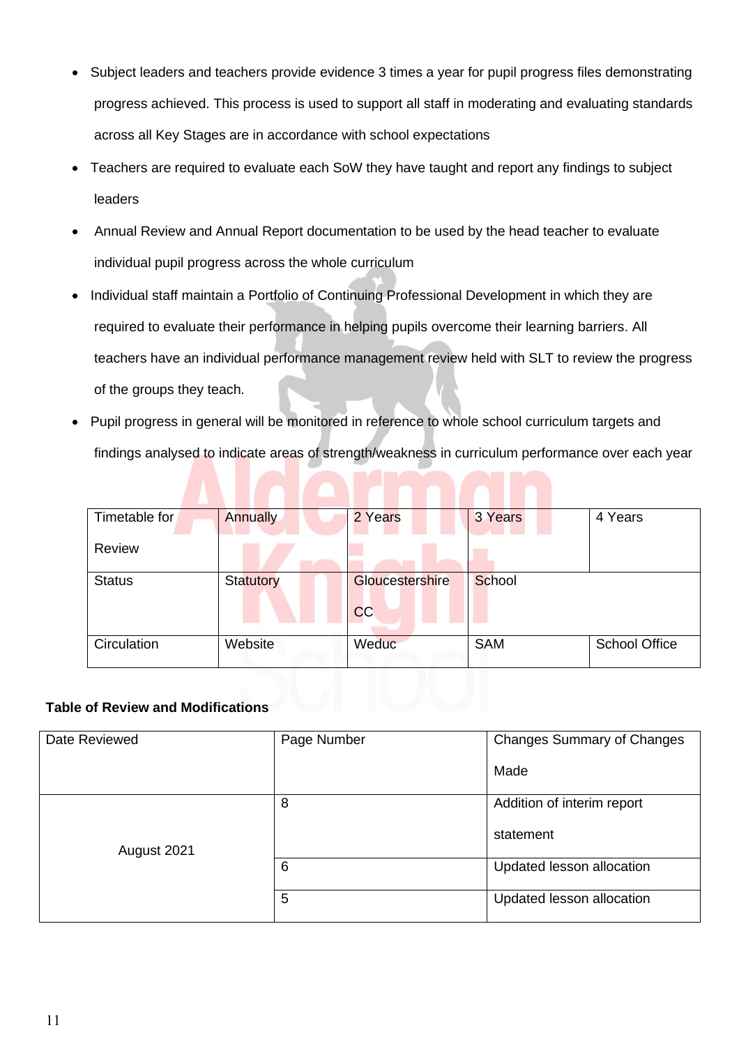- Subject leaders and teachers provide evidence 3 times a year for pupil progress files demonstrating progress achieved. This process is used to support all staff in moderating and evaluating standards across all Key Stages are in accordance with school expectations
- Teachers are required to evaluate each SoW they have taught and report any findings to subject leaders
- Annual Review and Annual Report documentation to be used by the head teacher to evaluate individual pupil progress across the whole curriculum
- Individual staff maintain a Portfolio of Continuing Professional Development in which they are required to evaluate their performance in helping pupils overcome their learning barriers. All teachers have an individual performance management review held with SLT to review the progress of the groups they teach.
- Pupil progress in general will be monitored in reference to whole school curriculum targets and findings analysed to indicate areas of strength/weakness in curriculum performance over each year

| Timetable for Review | Annually | 2 Years | 3 Years | 4 Years |
|---|---|---|---|---|
| Status | Statutory | Gloucestershire CC | School | |
| Circulation | Website | Weduc | SAM | School Office |

**Table of Review and Modifications**

| Date Reviewed | Page Number | Changes Summary of Changes Made |
|---|---|---|
| August 2021 | 8 | Addition of interim report statement |
| | 6 | Updated lesson allocation |
| | 5 | Updated lesson allocation |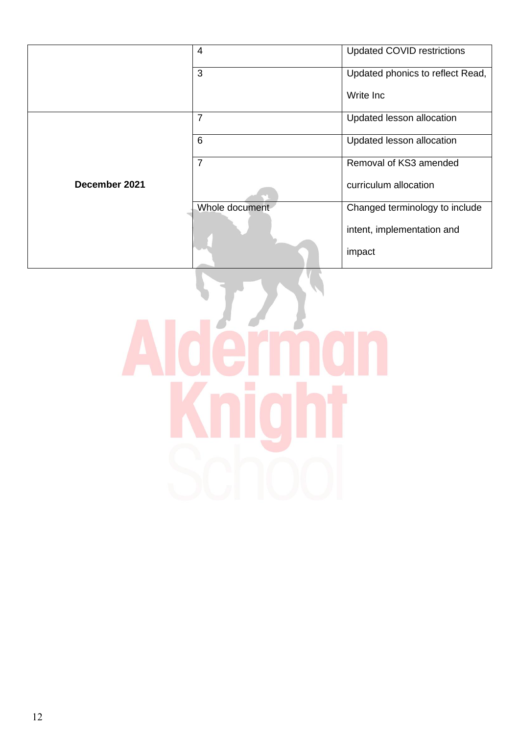| | | |
|---|---|---|
| | 4 | Updated COVID restrictions |
| | 3 | Updated phonics to reflect Read, Write Inc |
| **December 2021** | 7 | Updated lesson allocation |
| | 6 | Updated lesson allocation |
| | 7 | Removal of KS3 amended curriculum allocation |
| | Whole document | Changed terminology to include intent, implementation and impact |